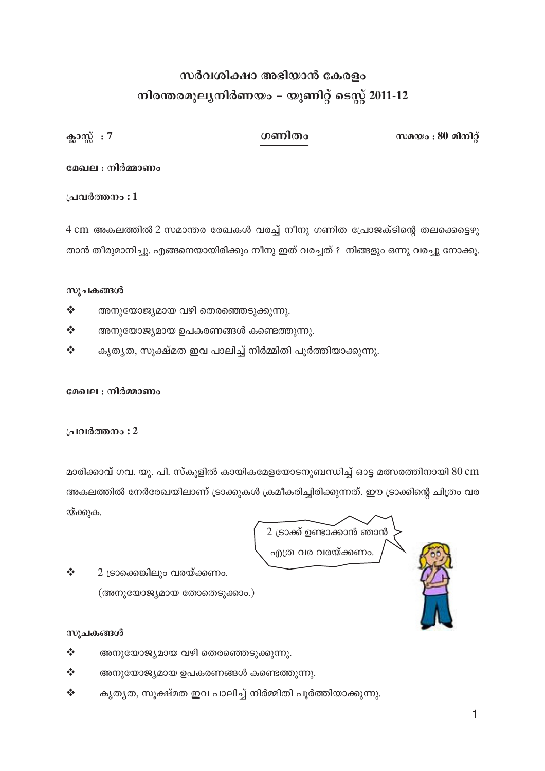# സർവശിക്ഷാ അഭിയാൻ കേരളം
## നിരന്തരമൂല്യനിർണയം – യൂണിറ്റ് ടെസ്റ്റ് 2011-12

**ക്ലാസ്സ് : 7** | **ഗണിതം** | **സമയം : 80 മിനിറ്റ്**

**മേഖല : നിർമ്മാണം**

**പ്രവർത്തനം : 1**

4 cm അകലത്തിൽ 2 സമാന്തര രേഖകൾ വരച്ച് നീനു ഗണിത പ്രോജക്ടിന്റെ തലക്കെട്ടെഴു താൻ തീരുമാനിച്ചു. എങ്ങനെയായിരിക്കും നീനു ഇത് വരച്ചത് ? നിങ്ങളും ഒന്നു വരച്ചു നോക്കൂ.

**സൂചകങ്ങൾ**

- അനുയോജ്യമായ വഴി തെരഞ്ഞെടുക്കുന്നു.
- അനുയോജ്യമായ ഉപകരണങ്ങൾ കണ്ടെത്തുന്നു.
- കൃത്യത, സൂക്ഷ്മത ഇവ പാലിച്ച് നിർമ്മിതി പൂർത്തിയാക്കുന്നു.

**മേഖല : നിർമ്മാണം**

**പ്രവർത്തനം : 2**

മാരിക്കാവ് ഗവ. യു. പി. സ്കൂളിൽ കായികമേളയോടനുബന്ധിച്ച് ഓട്ട മത്സരത്തിനായി 80 cm അകലത്തിൽ നേർരേഖയിലാണ് ട്രാക്കുകൾ ക്രമീകരിച്ചിരിക്കുന്നത്. ഈ ട്രാക്കിന്റെ ചിത്രം വരയ്ക്കുക.

2 ട്രാക്ക് ഉണ്ടാക്കാൻ ഞാൻ എത്ര വര വരയ്ക്കണം.

- 2 ട്രാക്കെങ്കിലും വരയ്ക്കണം.
  (അനുയോജ്യമായ തോതെടുക്കാം.)

**സൂചകങ്ങൾ**

- അനുയോജ്യമായ വഴി തെരഞ്ഞെടുക്കുന്നു.
- അനുയോജ്യമായ ഉപകരണങ്ങൾ കണ്ടെത്തുന്നു.
- കൃത്യത, സൂക്ഷ്മത ഇവ പാലിച്ച് നിർമ്മിതി പൂർത്തിയാക്കുന്നു.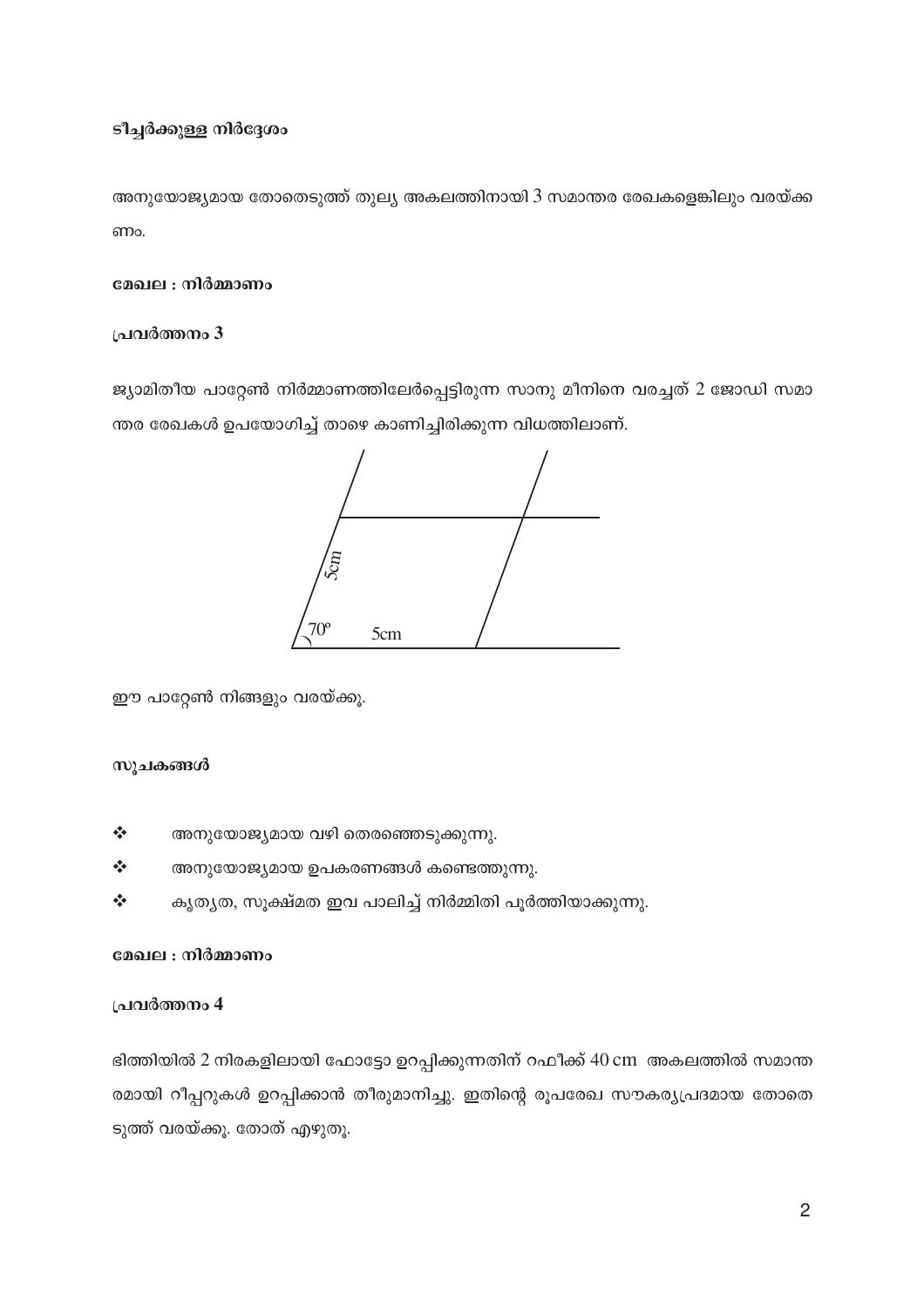**ടീച്ചർക്കുള്ള നിർദ്ദേശം**

അനുയോജ്യമായ തോതെടുത്ത് തുല്യ അകലത്തിനായി 3 സമാന്തര രേഖകളെങ്കിലും വരയ്ക്കണം.

**മേഖല : നിർമ്മാണം**

**പ്രവർത്തനം 3**

ജ്യാമിതീയ പാറ്റേൺ നിർമ്മാണത്തിലേർപ്പെട്ടിരുന്ന സാനു മീനിനെ വരച്ചത് 2 ജോഡി സമാന്തര രേഖകൾ ഉപയോഗിച്ച് താഴെ കാണിച്ചിരിക്കുന്ന വിധത്തിലാണ്.

5cm

$70^\circ$ 5cm

ഈ പാറ്റേൺ നിങ്ങളും വരയ്ക്കൂ.

**സൂചകങ്ങൾ**

- ❖ അനുയോജ്യമായ വഴി തെരഞ്ഞെടുക്കുന്നു.
- ❖ അനുയോജ്യമായ ഉപകരണങ്ങൾ കണ്ടെത്തുന്നു.
- ❖ കൃത്യത, സൂക്ഷ്മത ഇവ പാലിച്ച് നിർമ്മിതി പൂർത്തിയാക്കുന്നു.

**മേഖല : നിർമ്മാണം**

**പ്രവർത്തനം 4**

ഭിത്തിയിൽ 2 നിരകളിലായി ഫോട്ടോ ഉറപ്പിക്കുന്നതിന് റഫീക്ക് 40 cm അകലത്തിൽ സമാന്തരമായി റീപ്പറുകൾ ഉറപ്പിക്കാൻ തീരുമാനിച്ചു. ഇതിന്റെ രൂപരേഖ സൗകര്യപ്രദമായ തോതെടുത്ത് വരയ്ക്കൂ. തോത് എഴുതൂ.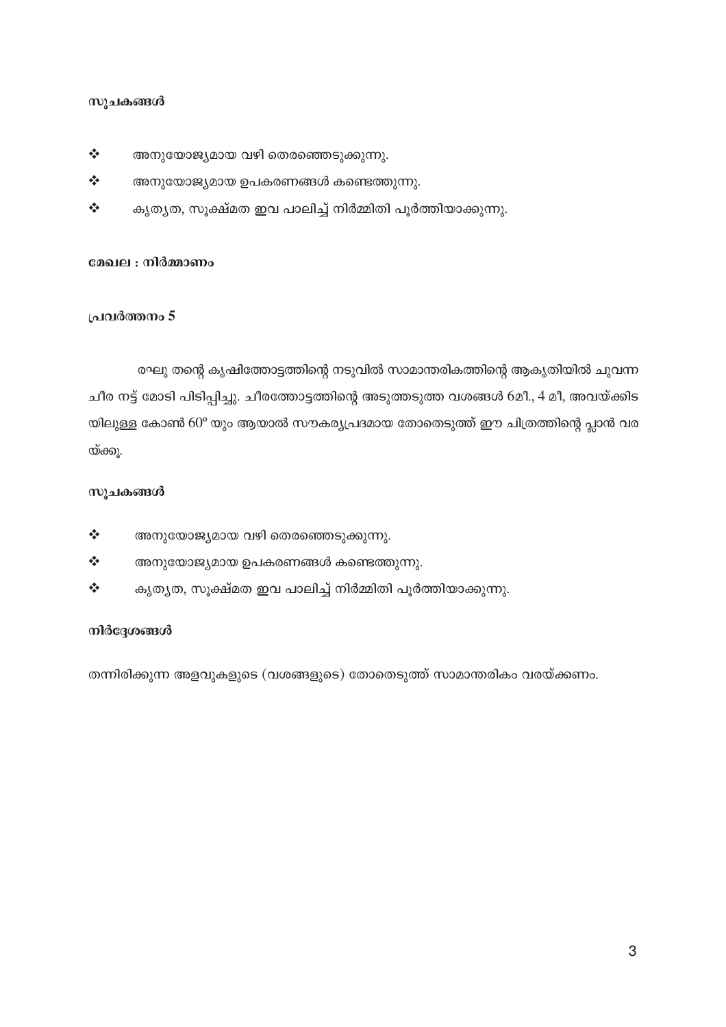### സൂചകങ്ങൾ

- ❖ അനുയോജ്യമായ വഴി തെരഞ്ഞെടുക്കുന്നു.
- ❖ അനുയോജ്യമായ ഉപകരണങ്ങൾ കണ്ടെത്തുന്നു.
- ❖ കൃത്യത, സൂക്ഷ്മത ഇവ പാലിച്ച് നിർമ്മിതി പൂർത്തിയാക്കുന്നു.

### മേഖല : നിർമ്മാണം

### പ്രവർത്തനം 5

രഘു തന്റെ കൃഷിത്തോട്ടത്തിന്റെ നടുവിൽ സാമാന്തരികത്തിന്റെ ആകൃതിയിൽ ചുവന്ന ചീര നട്ട് മോടി പിടിപ്പിച്ചു. ചീരത്തോട്ടത്തിന്റെ അടുത്തടുത്ത വശങ്ങൾ 6മീ., 4 മീ, അവയ്ക്കിടയിലുള്ള കോൺ $60^o$ യും ആയാൽ സൗകര്യപ്രദമായ തോതെടുത്ത് ഈ ചിത്രത്തിന്റെ പ്ലാൻ വരയ്ക്കൂ.

### സൂചകങ്ങൾ

- ❖ അനുയോജ്യമായ വഴി തെരഞ്ഞെടുക്കുന്നു.
- ❖ അനുയോജ്യമായ ഉപകരണങ്ങൾ കണ്ടെത്തുന്നു.
- ❖ കൃത്യത, സൂക്ഷ്മത ഇവ പാലിച്ച് നിർമ്മിതി പൂർത്തിയാക്കുന്നു.

### നിർദ്ദേശങ്ങൾ

തന്നിരിക്കുന്ന അളവുകളുടെ (വശങ്ങളുടെ) തോതെടുത്ത് സാമാന്തരികം വരയ്ക്കണം.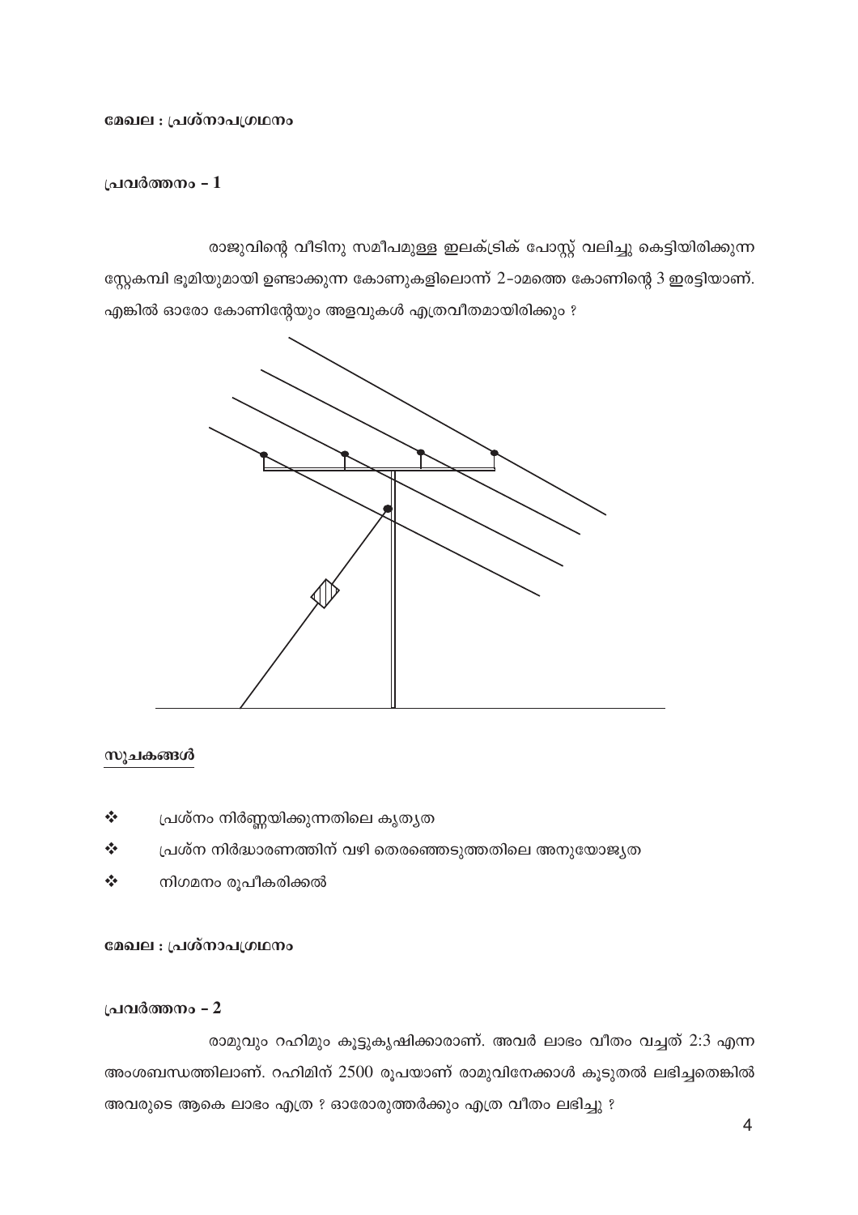**മേഖല : പ്രശ്നാപഗ്രഥനം**

**പ്രവർത്തനം – 1**

രാജുവിന്റെ വീടിനു സമീപമുള്ള ഇലക്ട്രിക് പോസ്റ്റ് വലിച്ചു കെട്ടിയിരിക്കുന്ന സ്റ്റേകമ്പി ഭൂമിയുമായി ഉണ്ടാക്കുന്ന കോണുകളിലൊന്ന് 2-ാമത്തെ കോണിന്റെ 3 ഇരട്ടിയാണ്. എങ്കിൽ ഓരോ കോണിന്റേയും അളവുകൾ എത്രവീതമായിരിക്കും ?

<u>സൂചകങ്ങൾ</u>

- ❖ പ്രശ്നം നിർണ്ണയിക്കുന്നതിലെ കൃത്യത
- ❖ പ്രശ്ന നിർദ്ധാരണത്തിന് വഴി തെരഞ്ഞെടുത്തതിലെ അനുയോജ്യത
- ❖ നിഗമനം രൂപീകരിക്കൽ

**മേഖല : പ്രശ്നാപഗ്രഥനം**

**പ്രവർത്തനം – 2**

രാമുവും റഹിമും കൂട്ടുകൃഷിക്കാരാണ്. അവർ ലാഭം വീതം വച്ചത് 2:3 എന്ന അംശബന്ധത്തിലാണ്. റഹിമിന് 2500 രൂപയാണ് രാമുവിനേക്കാൾ കൂടുതൽ ലഭിച്ചതെങ്കിൽ അവരുടെ ആകെ ലാഭം എത്ര ? ഓരോരുത്തർക്കും എത്ര വീതം ലഭിച്ചു ?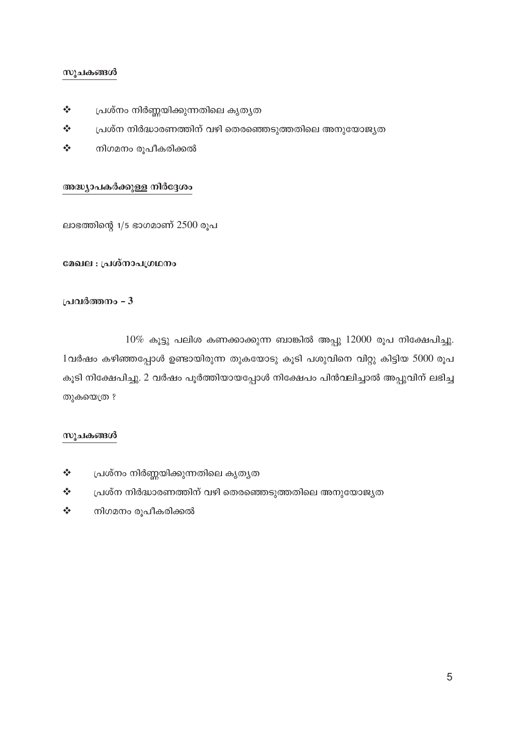**സൂചകങ്ങൾ**

- പ്രശ്നം നിർണ്ണയിക്കുന്നതിലെ കൃത്യത
- പ്രശ്ന നിർദ്ധാരണത്തിന് വഴി തെരഞ്ഞെടുത്തതിലെ അനുയോജ്യത
- നിഗമനം രൂപീകരിക്കൽ

**അദ്ധ്യാപകർക്കുള്ള നിർദ്ദേശം**

ലാഭത്തിന്റെ 1/5 ഭാഗമാണ് 2500 രൂപ

**മേഖല : പ്രശ്നാപഗ്രഥനം**

**പ്രവർത്തനം – 3**

10% കൂട്ടു പലിശ കണക്കാക്കുന്ന ബാങ്കിൽ അപ്പു 12000 രൂപ നിക്ഷേപിച്ചു. 1വർഷം കഴിഞ്ഞപ്പോൾ ഉണ്ടായിരുന്ന തുകയോടു കൂടി പശുവിനെ വിറ്റു കിട്ടിയ 5000 രൂപ കൂടി നിക്ഷേപിച്ചു. 2 വർഷം പൂർത്തിയായപ്പോൾ നിക്ഷേപം പിൻവലിച്ചാൽ അപ്പുവിന് ലഭിച്ച തുകയെത്ര ?

**സൂചകങ്ങൾ**

- പ്രശ്നം നിർണ്ണയിക്കുന്നതിലെ കൃത്യത
- പ്രശ്ന നിർദ്ധാരണത്തിന് വഴി തെരഞ്ഞെടുത്തതിലെ അനുയോജ്യത
- നിഗമനം രൂപീകരിക്കൽ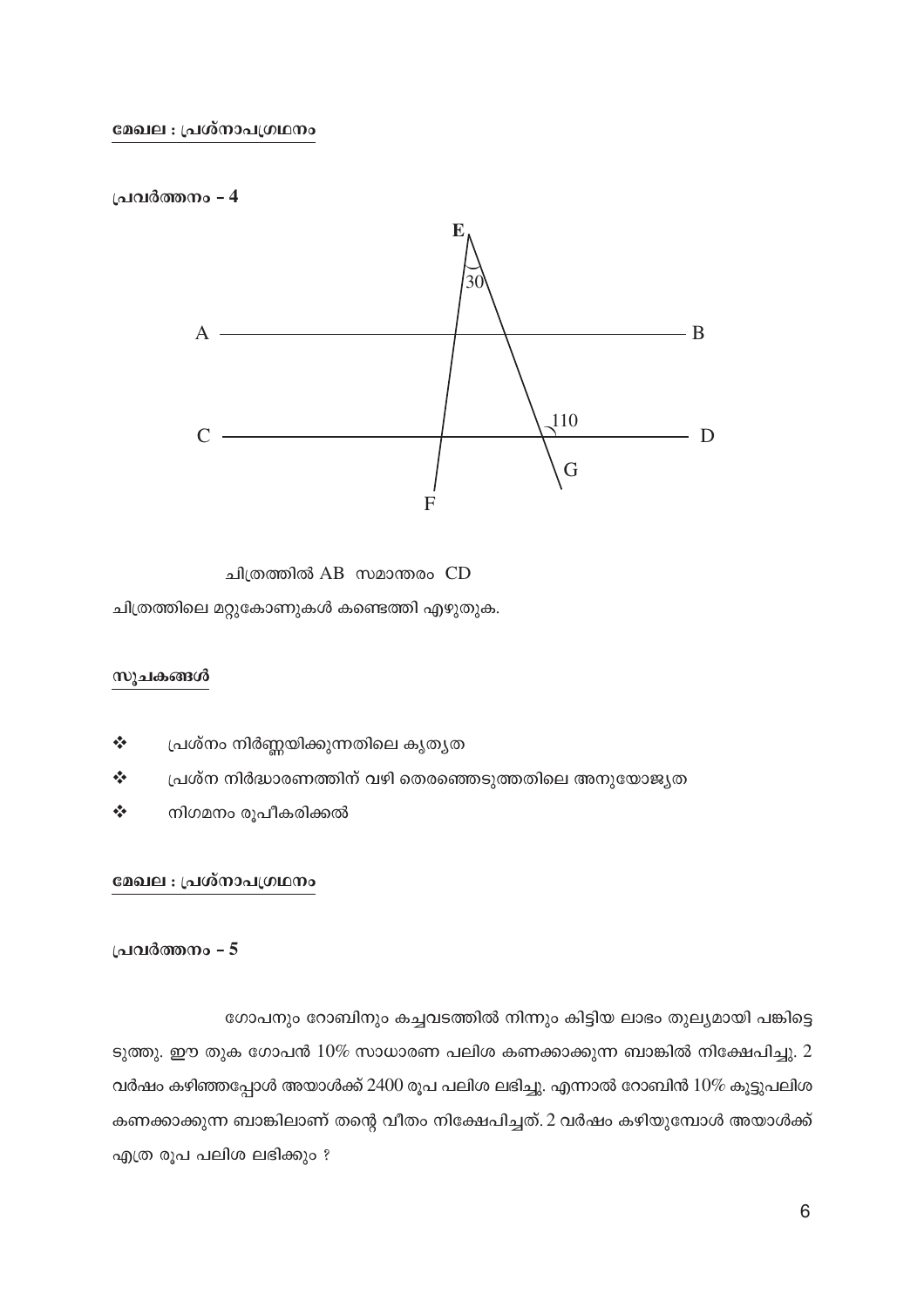**മേഖല : പ്രശ്നാപഗ്രഥനം**

**പ്രവർത്തനം – 4**

ചിത്രത്തിൽ AB സമാന്തരം CD

ചിത്രത്തിലെ മറ്റുകോണുകൾ കണ്ടെത്തി എഴുതുക.

**സൂചകങ്ങൾ**

- ❖ പ്രശ്നം നിർണ്ണയിക്കുന്നതിലെ കൃത്യത
- ❖ പ്രശ്ന നിർദ്ധാരണത്തിന് വഴി തെരഞ്ഞെടുത്തതിലെ അനുയോജ്യത
- ❖ നിഗമനം രൂപീകരിക്കൽ

**മേഖല : പ്രശ്നാപഗ്രഥനം**

**പ്രവർത്തനം – 5**

ഗോപനും റോബിനും കച്ചവടത്തിൽ നിന്നും കിട്ടിയ ലാഭം തുല്യമായി പങ്കിട്ടെടുത്തു. ഈ തുക ഗോപൻ 10% സാധാരണ പലിശ കണക്കാക്കുന്ന ബാങ്കിൽ നിക്ഷേപിച്ചു. 2 വർഷം കഴിഞ്ഞപ്പോൾ അയാൾക്ക് 2400 രൂപ പലിശ ലഭിച്ചു. എന്നാൽ റോബിൻ 10% കൂട്ടുപലിശ കണക്കാക്കുന്ന ബാങ്കിലാണ് തന്റെ വീതം നിക്ഷേപിച്ചത്. 2 വർഷം കഴിയുമ്പോൾ അയാൾക്ക് എത്ര രൂപ പലിശ ലഭിക്കും ?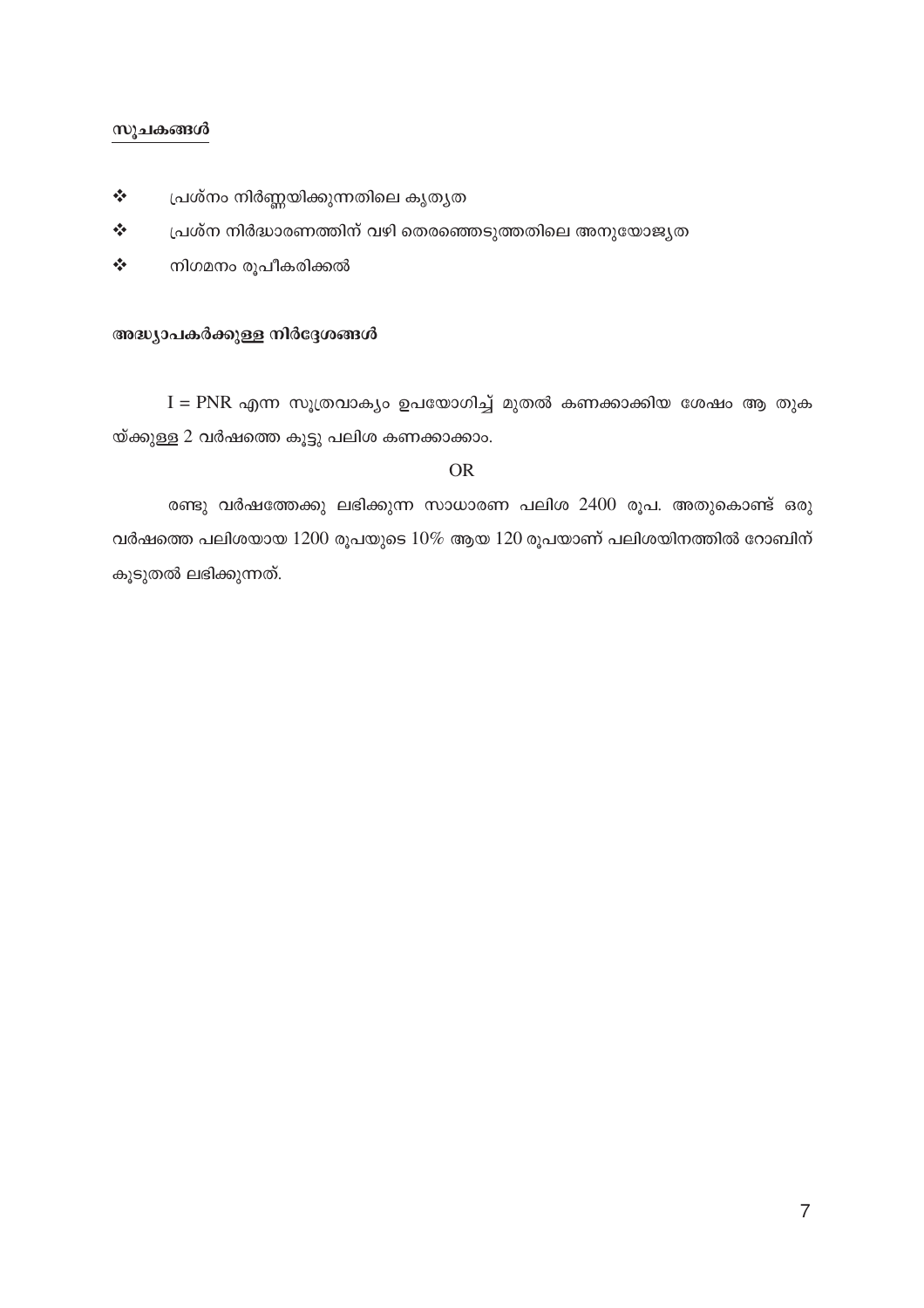**സൂചകങ്ങൾ**

- ❖ പ്രശ്നം നിർണ്ണയിക്കുന്നതിലെ കൃത്യത
- ❖ പ്രശ്ന നിർദ്ധാരണത്തിന് വഴി തെരഞ്ഞെടുത്തതിലെ അനുയോജ്യത
- ❖ നിഗമനം രൂപീകരിക്കൽ

**അദ്ധ്യാപകർക്കുള്ള നിർദ്ദേശങ്ങൾ**

$I = PNR$ എന്ന സൂത്രവാക്യം ഉപയോഗിച്ച് മുതൽ കണക്കാക്കിയ ശേഷം ആ തുകയ്ക്കുള്ള 2 വർഷത്തെ കൂട്ടു പലിശ കണക്കാക്കാം.

OR

രണ്ടു വർഷത്തേക്കു ലഭിക്കുന്ന സാധാരണ പലിശ 2400 രൂപ. അതുകൊണ്ട് ഒരു വർഷത്തെ പലിശയായ 1200 രൂപയുടെ 10% ആയ 120 രൂപയാണ് പലിശയിനത്തിൽ റോബിന് കൂടുതൽ ലഭിക്കുന്നത്.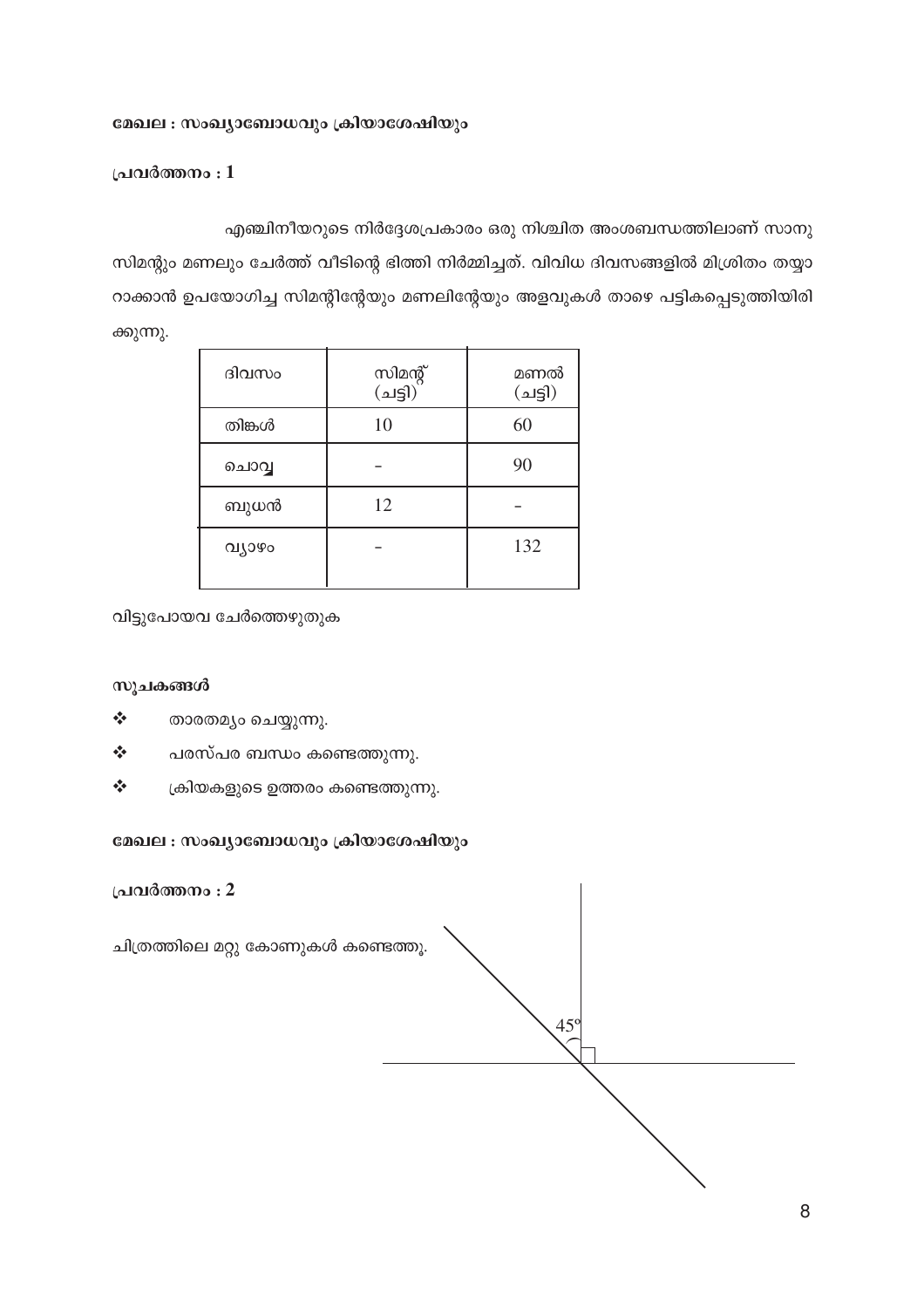**മേഖല : സംഖ്യാബോധവും ക്രിയാശേഷിയും**

**പ്രവർത്തനം : 1**

എഞ്ചിനീയറുടെ നിർദ്ദേശപ്രകാരം ഒരു നിശ്ചിത അംശബന്ധത്തിലാണ് സാനു സിമന്റും മണലും ചേർത്ത് വീടിന്റെ ഭിത്തി നിർമ്മിച്ചത്. വിവിധ ദിവസങ്ങളിൽ മിശ്രിതം തയ്യാറാക്കാൻ ഉപയോഗിച്ച സിമന്റിന്റേയും മണലിന്റേയും അളവുകൾ താഴെ പട്ടികപ്പെടുത്തിയിരിക്കുന്നു.

| ദിവസം | സിമന്റ് (ചട്ടി) | മണൽ (ചട്ടി) |
|---|---|---|
| തിങ്കൾ | 10 | 60 |
| ചൊവ്വ | – | 90 |
| ബുധൻ | 12 | – |
| വ്യാഴം | – | 132 |

വിട്ടുപോയവ ചേർത്തെഴുതുക

**സൂചകങ്ങൾ**

- താരതമ്യം ചെയ്യുന്നു.
- പരസ്പര ബന്ധം കണ്ടെത്തുന്നു.
- ക്രിയകളുടെ ഉത്തരം കണ്ടെത്തുന്നു.

**മേഖല : സംഖ്യാബോധവും ക്രിയാശേഷിയും**

**പ്രവർത്തനം : 2**

ചിത്രത്തിലെ മറ്റു കോണുകൾ കണ്ടെത്തൂ.

$45^\circ$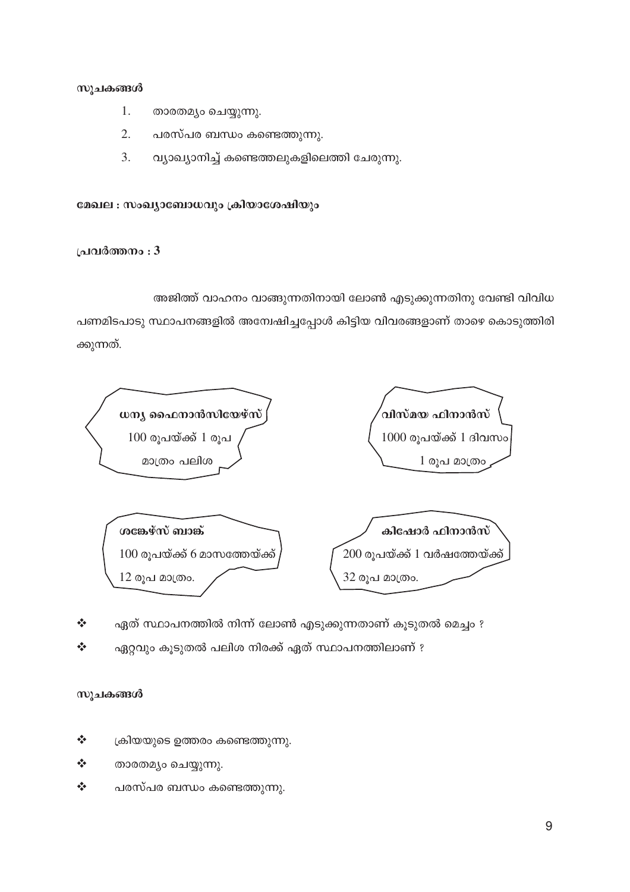**സൂചകങ്ങൾ**

1. താരതമ്യം ചെയ്യുന്നു.
2. പരസ്പര ബന്ധം കണ്ടെത്തുന്നു.
3. വ്യാഖ്യാനിച്ച് കണ്ടെത്തലുകളിലെത്തി ചേരുന്നു.

**മേഖല : സംഖ്യാബോധവും ക്രിയാശേഷിയും**

**പ്രവർത്തനം : 3**

അജിത്ത് വാഹനം വാങ്ങുന്നതിനായി ലോൺ എടുക്കുന്നതിനു വേണ്ടി വിവിധ പണമിടപാടു സ്ഥാപനങ്ങളിൽ അന്വേഷിച്ചപ്പോൾ കിട്ടിയ വിവരങ്ങളാണ് താഴെ കൊടുത്തിരിക്കുന്നത്.

**ധന്യ ഫൈനാൻസിയേഴ്സ്**
100 രൂപയ്ക്ക് 1 രൂപ
മാത്രം പലിശ

**വിസ്മയ ഫിനാൻസ്**
1000 രൂപയ്ക്ക് 1 ദിവസം
1 രൂപ മാത്രം

**ശങ്കേഴ്സ് ബാങ്ക്**
100 രൂപയ്ക്ക് 6 മാസത്തേയ്ക്ക്
12 രൂപ മാത്രം.

**കിഷോർ ഫിനാൻസ്**
200 രൂപയ്ക്ക് 1 വർഷത്തേയ്ക്ക്
32 രൂപ മാത്രം.

- ഏത് സ്ഥാപനത്തിൽ നിന്ന് ലോൺ എടുക്കുന്നതാണ് കൂടുതൽ മെച്ചം ?
- ഏറ്റവും കൂടുതൽ പലിശ നിരക്ക് ഏത് സ്ഥാപനത്തിലാണ് ?

**സൂചകങ്ങൾ**

- ക്രിയയുടെ ഉത്തരം കണ്ടെത്തുന്നു.
- താരതമ്യം ചെയ്യുന്നു.
- പരസ്പര ബന്ധം കണ്ടെത്തുന്നു.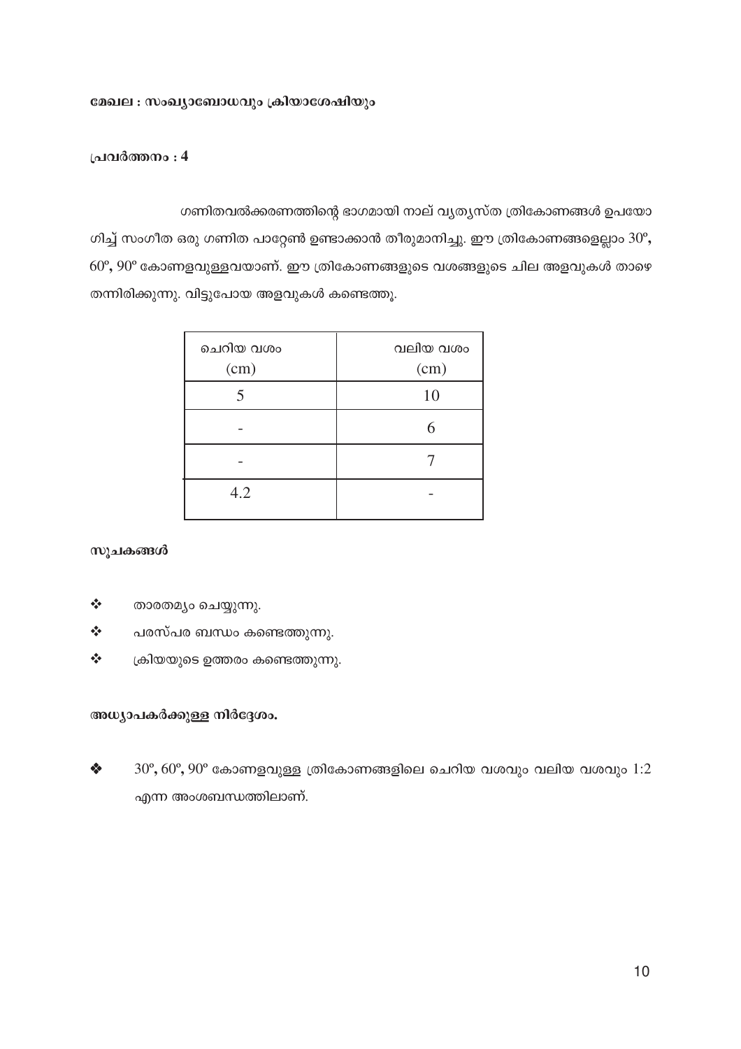**മേഖല : സംഖ്യാബോധവും ക്രിയാശേഷിയും**

**പ്രവർത്തനം : 4**

ഗണിതവൽക്കരണത്തിന്റെ ഭാഗമായി നാല് വ്യത്യസ്ത ത്രികോണങ്ങൾ ഉപയോഗിച്ച് സംഗീത ഒരു ഗണിത പാറ്റേൺ ഉണ്ടാക്കാൻ തീരുമാനിച്ചു. ഈ ത്രികോണങ്ങളെല്ലാം 30º, 60º, 90º കോണളവുള്ളവയാണ്. ഈ ത്രികോണങ്ങളുടെ വശങ്ങളുടെ ചില അളവുകൾ താഴെ തന്നിരിക്കുന്നു. വിട്ടുപോയ അളവുകൾ കണ്ടെത്തൂ.

| ചെറിയ വശം (cm) | വലിയ വശം (cm) |
|---|---|
| 5 | 10 |
| - | 6 |
| - | 7 |
| 4.2 | - |

**സൂചകങ്ങൾ**

- താരതമ്യം ചെയ്യുന്നു.
- പരസ്പര ബന്ധം കണ്ടെത്തുന്നു.
- ക്രിയയുടെ ഉത്തരം കണ്ടെത്തുന്നു.

**അധ്യാപകർക്കുള്ള നിർദ്ദേശം.**

- 30º, 60º, 90º കോണളവുള്ള ത്രികോണങ്ങളിലെ ചെറിയ വശവും വലിയ വശവും 1:2 എന്ന അംശബന്ധത്തിലാണ്.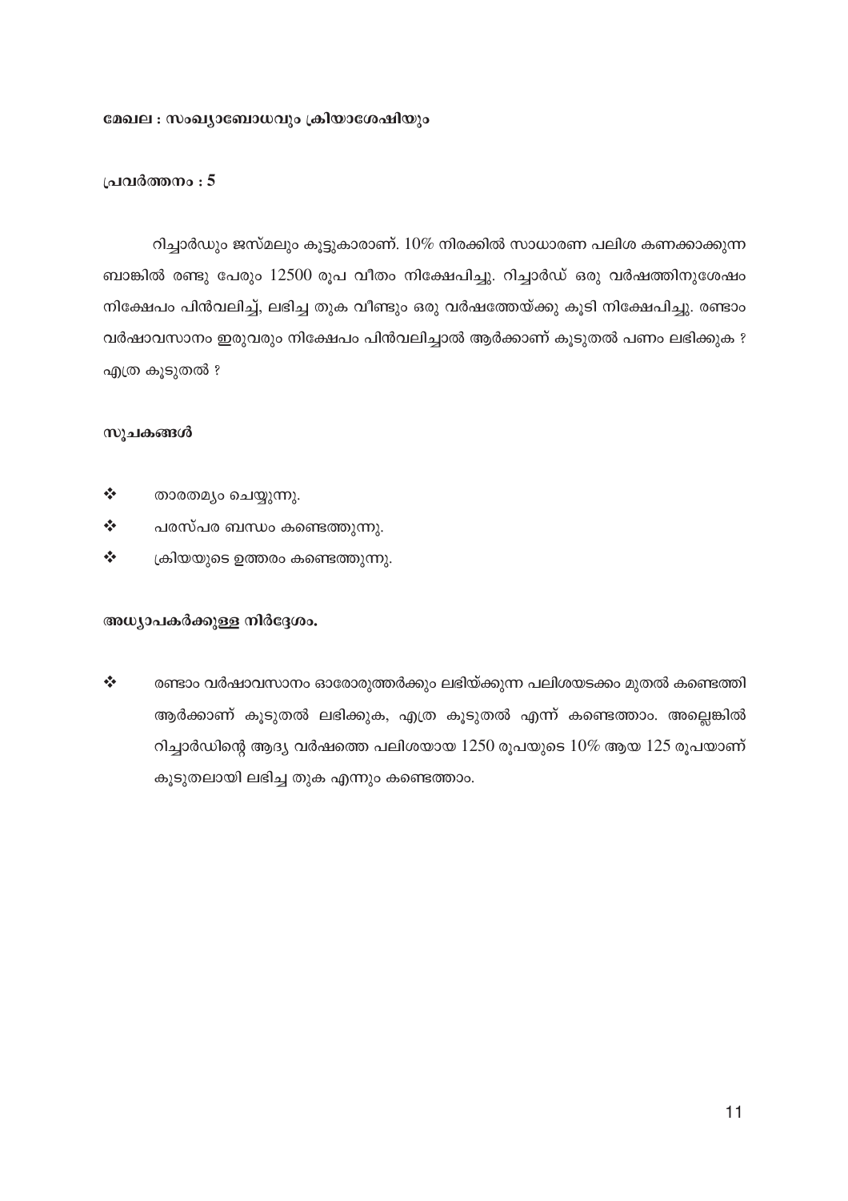**മേഖല : സംഖ്യാബോധവും ക്രിയാശേഷിയും**

**പ്രവർത്തനം : 5**

റിച്ചാർഡും ജസ്മലും കൂട്ടുകാരാണ്. 10% നിരക്കിൽ സാധാരണ പലിശ കണക്കാക്കുന്ന ബാങ്കിൽ രണ്ടു പേരും 12500 രൂപ വീതം നിക്ഷേപിച്ചു. റിച്ചാർഡ് ഒരു വർഷത്തിനുശേഷം നിക്ഷേപം പിൻവലിച്ച്, ലഭിച്ച തുക വീണ്ടും ഒരു വർഷത്തേയ്ക്കു കൂടി നിക്ഷേപിച്ചു. രണ്ടാം വർഷാവസാനം ഇരുവരും നിക്ഷേപം പിൻവലിച്ചാൽ ആർക്കാണ് കൂടുതൽ പണം ലഭിക്കുക ? എത്ര കൂടുതൽ ?

**സൂചകങ്ങൾ**

- താരതമ്യം ചെയ്യുന്നു.
- പരസ്പര ബന്ധം കണ്ടെത്തുന്നു.
- ക്രിയയുടെ ഉത്തരം കണ്ടെത്തുന്നു.

**അധ്യാപകർക്കുള്ള നിർദ്ദേശം.**

- രണ്ടാം വർഷാവസാനം ഓരോരുത്തർക്കും ലഭിയ്ക്കുന്ന പലിശയടക്കം മുതൽ കണ്ടെത്തി ആർക്കാണ് കൂടുതൽ ലഭിക്കുക, എത്ര കൂടുതൽ എന്ന് കണ്ടെത്താം. അല്ലെങ്കിൽ റിച്ചാർഡിന്റെ ആദ്യ വർഷത്തെ പലിശയായ 1250 രൂപയുടെ 10% ആയ 125 രൂപയാണ് കൂടുതലായി ലഭിച്ച തുക എന്നും കണ്ടെത്താം.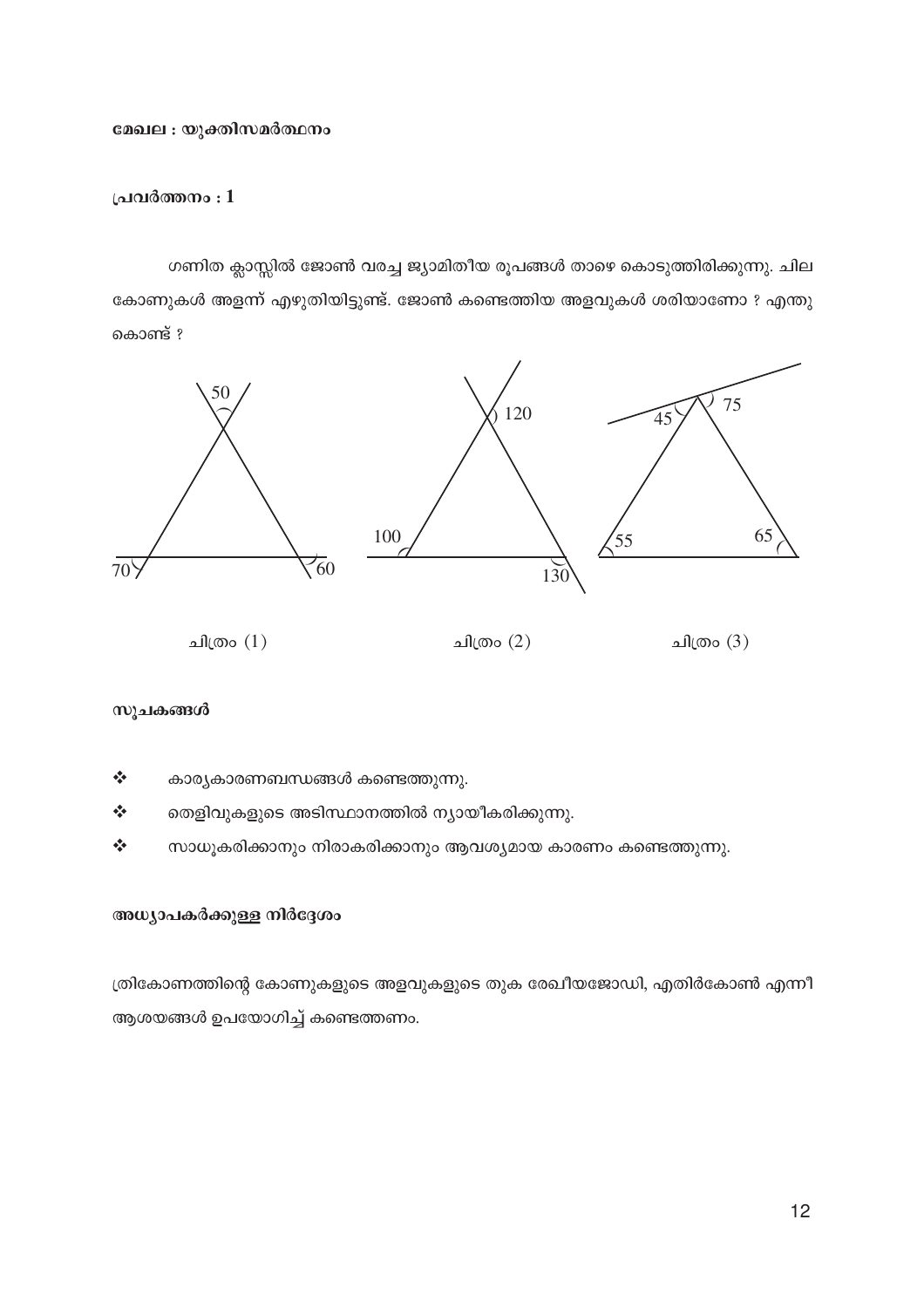**മേഖല : യുക്തിസമർത്ഥനം**

**പ്രവർത്തനം : 1**

ഗണിത ക്ലാസ്സിൽ ജോൺ വരച്ച ജ്യാമിതീയ രൂപങ്ങൾ താഴെ കൊടുത്തിരിക്കുന്നു. ചില കോണുകൾ അളന്ന് എഴുതിയിട്ടുണ്ട്. ജോൺ കണ്ടെത്തിയ അളവുകൾ ശരിയാണോ ? എന്തു കൊണ്ട് ?

ചിത്രം (1) ചിത്രം (2) ചിത്രം (3)

**സൂചകങ്ങൾ**

- കാര്യകാരണബന്ധങ്ങൾ കണ്ടെത്തുന്നു.
- തെളിവുകളുടെ അടിസ്ഥാനത്തിൽ ന്യായീകരിക്കുന്നു.
- സാധൂകരിക്കാനും നിരാകരിക്കാനും ആവശ്യമായ കാരണം കണ്ടെത്തുന്നു.

**അധ്യാപകർക്കുള്ള നിർദ്ദേശം**

ത്രികോണത്തിന്റെ കോണുകളുടെ അളവുകളുടെ തുക രേഖീയജോഡി, എതിർകോൺ എന്നീ ആശയങ്ങൾ ഉപയോഗിച്ച് കണ്ടെത്തണം.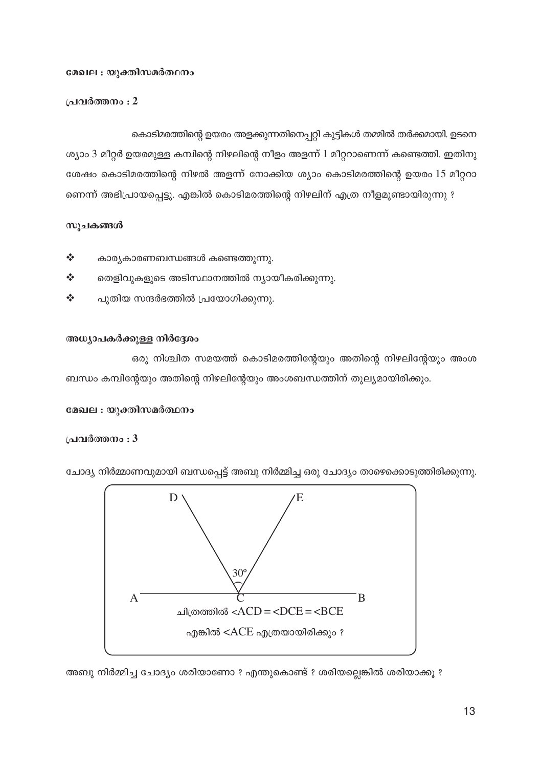**മേഖല : യുക്തിസമർത്ഥനം**

**പ്രവർത്തനം : 2**

കൊടിമരത്തിന്റെ ഉയരം അളക്കുന്നതിനെപ്പറ്റി കുട്ടികൾ തമ്മിൽ തർക്കമായി. ഉടനെ ശ്യാം 3 മീറ്റർ ഉയരമുള്ള കമ്പിന്റെ നിഴലിന്റെ നീളം അളന്ന് 1 മീറ്ററാണെന്ന് കണ്ടെത്തി. ഇതിനു ശേഷം കൊടിമരത്തിന്റെ നിഴൽ അളന്ന് നോക്കിയ ശ്യാം കൊടിമരത്തിന്റെ ഉയരം 15 മീറ്ററാണെന്ന് അഭിപ്രായപ്പെട്ടു. എങ്കിൽ കൊടിമരത്തിന്റെ നിഴലിന് എത്ര നീളമുണ്ടായിരുന്നു ?

**സൂചകങ്ങൾ**

- കാര്യകാരണബന്ധങ്ങൾ കണ്ടെത്തുന്നു.
- തെളിവുകളുടെ അടിസ്ഥാനത്തിൽ ന്യായീകരിക്കുന്നു.
- പുതിയ സന്ദർഭത്തിൽ പ്രയോഗിക്കുന്നു.

**അധ്യാപകർക്കുള്ള നിർദ്ദേശം**

ഒരു നിശ്ചിത സമയത്ത് കൊടിമരത്തിന്റേയും അതിന്റെ നിഴലിന്റേയും അംശബന്ധം കമ്പിന്റേയും അതിന്റെ നിഴലിന്റേയും അംശബന്ധത്തിന് തുല്യമായിരിക്കും.

**മേഖല : യുക്തിസമർത്ഥനം**

**പ്രവർത്തനം : 3**

ചോദ്യ നിർമ്മാണവുമായി ബന്ധപ്പെട്ട് അബു നിർമ്മിച്ച ഒരു ചോദ്യം താഴെക്കൊടുത്തിരിക്കുന്നു.

ചിത്രത്തിൽ $\angle ACD = \angle DCE = \angle BCE$

എങ്കിൽ $\angle ACE$ എത്രയായിരിക്കും ?

അബു നിർമ്മിച്ച ചോദ്യം ശരിയാണോ ? എന്തുകൊണ്ട് ? ശരിയല്ലെങ്കിൽ ശരിയാക്കൂ ?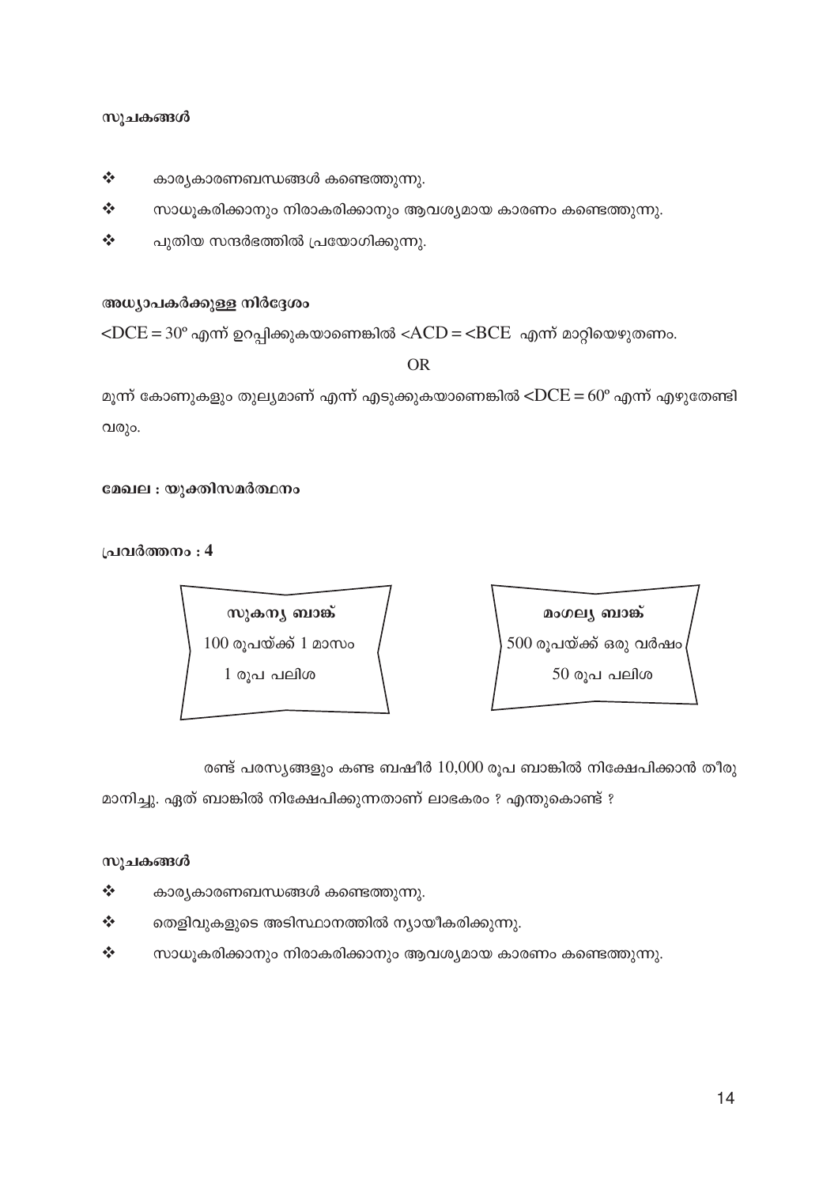**സൂചകങ്ങൾ**

- ❖ കാര്യകാരണബന്ധങ്ങൾ കണ്ടെത്തുന്നു.
- ❖ സാധൂകരിക്കാനും നിരാകരിക്കാനും ആവശ്യമായ കാരണം കണ്ടെത്തുന്നു.
- ❖ പുതിയ സന്ദർഭത്തിൽ പ്രയോഗിക്കുന്നു.

**അധ്യാപകർക്കുള്ള നിർദ്ദേശം**

$\angle DCE = 30^\circ$ എന്ന് ഉറപ്പിക്കുകയാണെങ്കിൽ $\angle ACD = \angle BCE$ എന്ന് മാറ്റിയെഴുതണം.

OR

മൂന്ന് കോണുകളും തുല്യമാണ് എന്ന് എടുക്കുകയാണെങ്കിൽ $\angle DCE = 60^\circ$ എന്ന് എഴുതേണ്ടി വരും.

**മേഖല : യുക്തിസമർത്ഥനം**

**പ്രവർത്തനം : 4**

**സുകന്യ ബാങ്ക്**
100 രൂപയ്ക്ക് 1 മാസം
1 രൂപ പലിശ

**മംഗല്യ ബാങ്ക്**
500 രൂപയ്ക്ക് ഒരു വർഷം
50 രൂപ പലിശ

രണ്ട് പരസ്യങ്ങളും കണ്ട ബഷീർ 10,000 രൂപ ബാങ്കിൽ നിക്ഷേപിക്കാൻ തീരുമാനിച്ചു. ഏത് ബാങ്കിൽ നിക്ഷേപിക്കുന്നതാണ് ലാഭകരം ? എന്തുകൊണ്ട് ?

**സൂചകങ്ങൾ**

- ❖ കാര്യകാരണബന്ധങ്ങൾ കണ്ടെത്തുന്നു.
- ❖ തെളിവുകളുടെ അടിസ്ഥാനത്തിൽ ന്യായീകരിക്കുന്നു.
- ❖ സാധൂകരിക്കാനും നിരാകരിക്കാനും ആവശ്യമായ കാരണം കണ്ടെത്തുന്നു.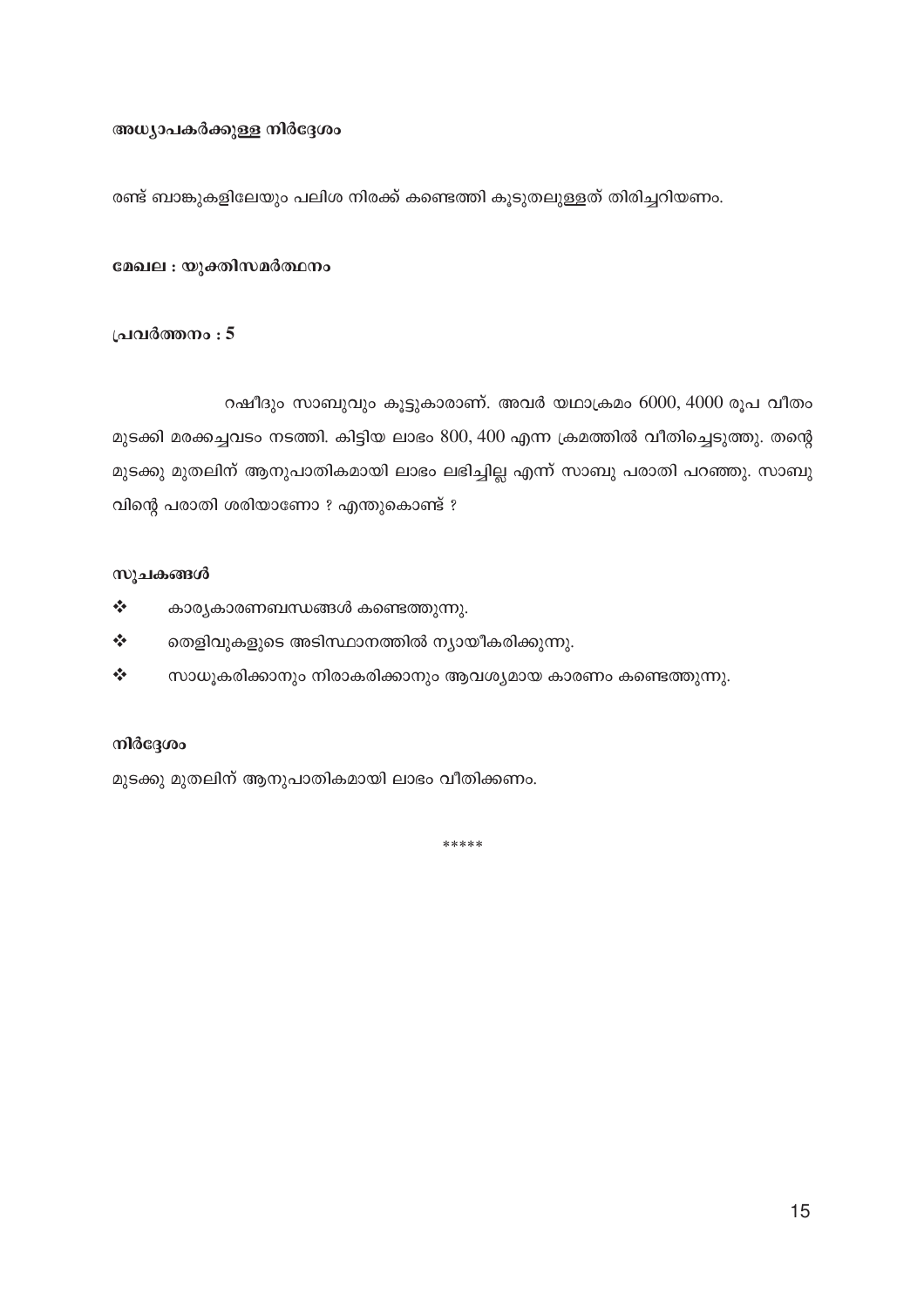**അധ്യാപകർക്കുള്ള നിർദ്ദേശം**

രണ്ട് ബാങ്കുകളിലേയും പലിശ നിരക്ക് കണ്ടെത്തി കൂടുതലുള്ളത് തിരിച്ചറിയണം.

**മേഖല : യുക്തിസമർത്ഥനം**

**പ്രവർത്തനം : 5**

റഷീദും സാബുവും കൂട്ടുകാരാണ്. അവർ യഥാക്രമം 6000, 4000 രൂപ വീതം മുടക്കി മരക്കച്ചവടം നടത്തി. കിട്ടിയ ലാഭം 800, 400 എന്ന ക്രമത്തിൽ വീതിച്ചെടുത്തു. തന്റെ മുടക്കു മുതലിന് ആനുപാതികമായി ലാഭം ലഭിച്ചില്ല എന്ന് സാബു പരാതി പറഞ്ഞു. സാബുവിന്റെ പരാതി ശരിയാണോ ? എന്തുകൊണ്ട് ?

**സൂചകങ്ങൾ**

- കാര്യകാരണബന്ധങ്ങൾ കണ്ടെത്തുന്നു.
- തെളിവുകളുടെ അടിസ്ഥാനത്തിൽ ന്യായീകരിക്കുന്നു.
- സാധൂകരിക്കാനും നിരാകരിക്കാനും ആവശ്യമായ കാരണം കണ്ടെത്തുന്നു.

**നിർദ്ദേശം**

മുടക്കു മുതലിന് ആനുപാതികമായി ലാഭം വീതിക്കണം.

*****